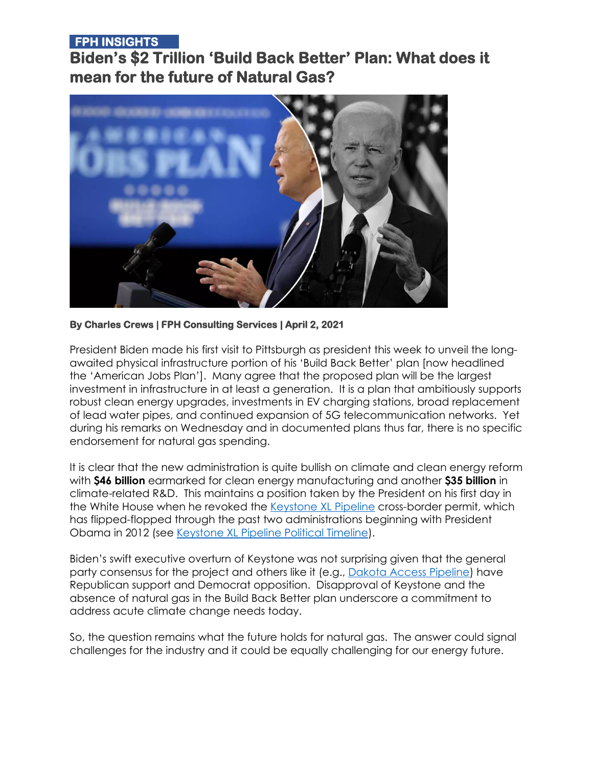**FPH INSIGHTS**

# Biden's $2 Trillion 'Build Back Better' Plan: What does it mean for the future of Natural Gas?

**By Charles Crews | FPH Consulting Services | April 2, 2021**

President Biden made his first visit to Pittsburgh as president this week to unveil the long-awaited physical infrastructure portion of his 'Build Back Better' plan [now headlined the 'American Jobs Plan']. Many agree that the proposed plan will be the largest investment in infrastructure in at least a generation. It is a plan that ambitiously supports robust clean energy upgrades, investments in EV charging stations, broad replacement of lead water pipes, and continued expansion of 5G telecommunication networks. Yet during his remarks on Wednesday and in documented plans thus far, there is no specific endorsement for natural gas spending.

It is clear that the new administration is quite bullish on climate and clean energy reform with **$46 billion** earmarked for clean energy manufacturing and another **$35 billion** in climate-related R&D. This maintains a position taken by the President on his first day in the White House when he revoked the Keystone XL Pipeline cross-border permit, which has flipped-flopped through the past two administrations beginning with President Obama in 2012 (see Keystone XL Pipeline Political Timeline).

Biden's swift executive overturn of Keystone was not surprising given that the general party consensus for the project and others like it (e.g., Dakota Access Pipeline) have Republican support and Democrat opposition. Disapproval of Keystone and the absence of natural gas in the Build Back Better plan underscore a commitment to address acute climate change needs today.

So, the question remains what the future holds for natural gas. The answer could signal challenges for the industry and it could be equally challenging for our energy future.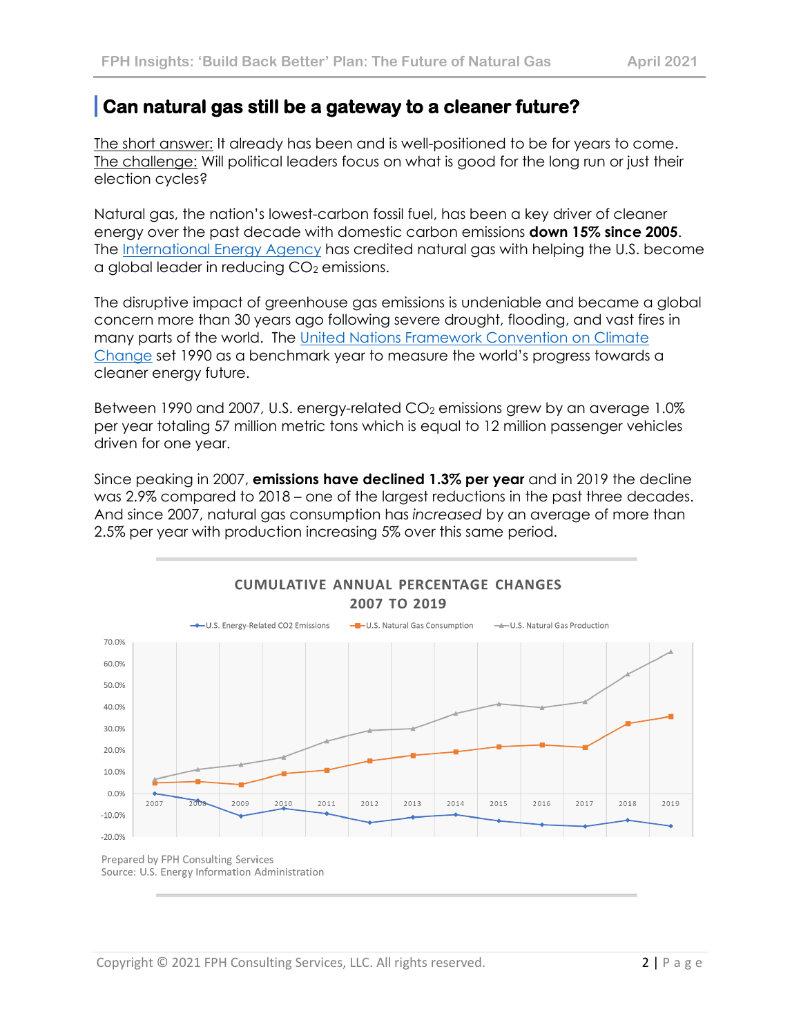## Can natural gas still be a gateway to a cleaner future?

The short answer: It already has been and is well-positioned to be for years to come.
The challenge: Will political leaders focus on what is good for the long run or just their election cycles?

Natural gas, the nation's lowest-carbon fossil fuel, has been a key driver of cleaner energy over the past decade with domestic carbon emissions **down 15% since 2005**. The International Energy Agency has credited natural gas with helping the U.S. become a global leader in reducing $CO_2$ emissions.

The disruptive impact of greenhouse gas emissions is undeniable and became a global concern more than 30 years ago following severe drought, flooding, and vast fires in many parts of the world. The United Nations Framework Convention on Climate Change set 1990 as a benchmark year to measure the world's progress towards a cleaner energy future.

Between 1990 and 2007, U.S. energy-related $CO_2$ emissions grew by an average 1.0% per year totaling 57 million metric tons which is equal to 12 million passenger vehicles driven for one year.

Since peaking in 2007, **emissions have declined 1.3% per year** and in 2019 the decline was 2.9% compared to 2018 – one of the largest reductions in the past three decades. And since 2007, natural gas consumption has *increased* by an average of more than 2.5% per year with production increasing 5% over this same period.

**CUMULATIVE ANNUAL PERCENTAGE CHANGES 2007 TO 2019**

Legend: U.S. Energy-Related CO2 Emissions; U.S. Natural Gas Consumption; U.S. Natural Gas Production

Prepared by FPH Consulting Services
Source: U.S. Energy Information Administration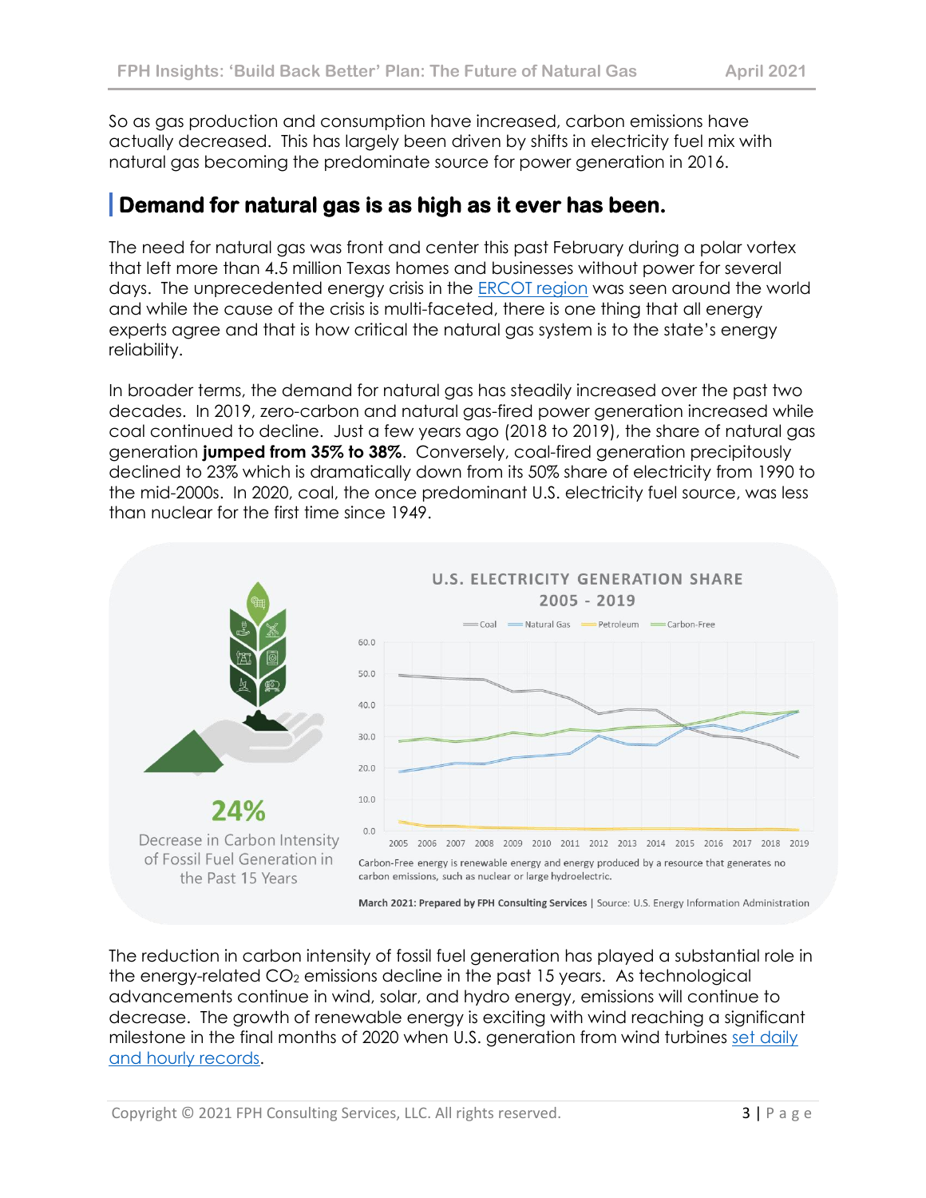So as gas production and consumption have increased, carbon emissions have actually decreased. This has largely been driven by shifts in electricity fuel mix with natural gas becoming the predominate source for power generation in 2016.

## Demand for natural gas is as high as it ever has been.

The need for natural gas was front and center this past February during a polar vortex that left more than 4.5 million Texas homes and businesses without power for several days. The unprecedented energy crisis in the ERCOT region was seen around the world and while the cause of the crisis is multi-faceted, there is one thing that all energy experts agree and that is how critical the natural gas system is to the state's energy reliability.

In broader terms, the demand for natural gas has steadily increased over the past two decades. In 2019, zero-carbon and natural gas-fired power generation increased while coal continued to decline. Just a few years ago (2018 to 2019), the share of natural gas generation **jumped from 35% to 38%**. Conversely, coal-fired generation precipitously declined to 23% which is dramatically down from its 50% share of electricity from 1990 to the mid-2000s. In 2020, coal, the once predominant U.S. electricity fuel source, was less than nuclear for the first time since 1949.

**24%**

Decrease in Carbon Intensity of Fossil Fuel Generation in the Past 15 Years

**U.S. ELECTRICITY GENERATION SHARE 2005 - 2019**

Carbon-Free energy is renewable energy and energy produced by a resource that generates no carbon emissions, such as nuclear or large hydroelectric.

**March 2021: Prepared by FPH Consulting Services** | Source: U.S. Energy Information Administration

The reduction in carbon intensity of fossil fuel generation has played a substantial role in the energy-related $CO_2$ emissions decline in the past 15 years. As technological advancements continue in wind, solar, and hydro energy, emissions will continue to decrease. The growth of renewable energy is exciting with wind reaching a significant milestone in the final months of 2020 when U.S. generation from wind turbines set daily and hourly records.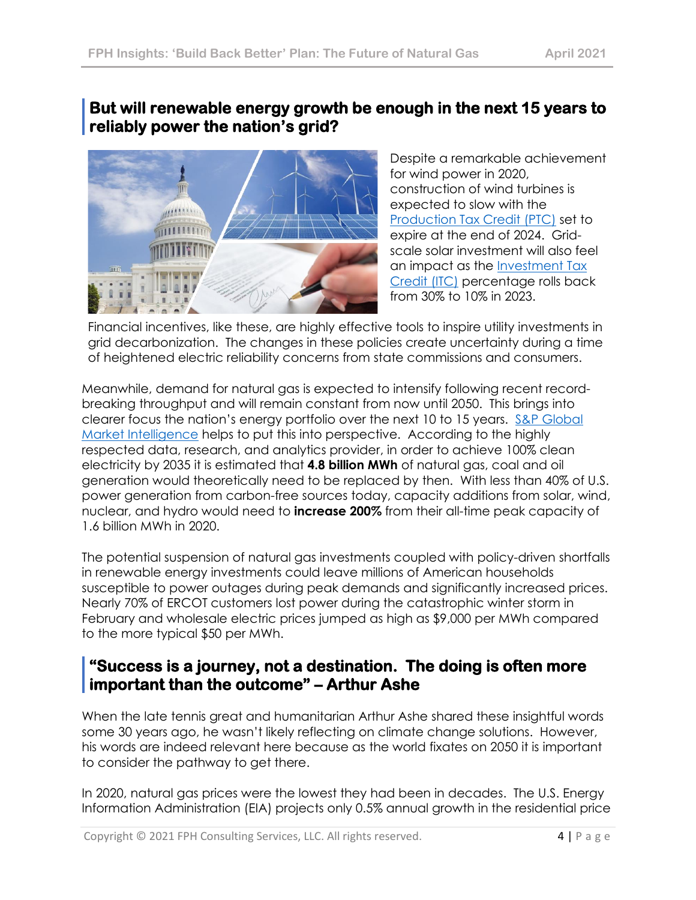## But will renewable energy growth be enough in the next 15 years to reliably power the nation's grid?

Despite a remarkable achievement for wind power in 2020, construction of wind turbines is expected to slow with the Production Tax Credit (PTC) set to expire at the end of 2024. Grid-scale solar investment will also feel an impact as the Investment Tax Credit (ITC) percentage rolls back from 30% to 10% in 2023.

Financial incentives, like these, are highly effective tools to inspire utility investments in grid decarbonization. The changes in these policies create uncertainty during a time of heightened electric reliability concerns from state commissions and consumers.

Meanwhile, demand for natural gas is expected to intensify following recent record-breaking throughput and will remain constant from now until 2050. This brings into clearer focus the nation's energy portfolio over the next 10 to 15 years. S&P Global Market Intelligence helps to put this into perspective. According to the highly respected data, research, and analytics provider, in order to achieve 100% clean electricity by 2035 it is estimated that **4.8 billion MWh** of natural gas, coal and oil generation would theoretically need to be replaced by then. With less than 40% of U.S. power generation from carbon-free sources today, capacity additions from solar, wind, nuclear, and hydro would need to **increase 200%** from their all-time peak capacity of 1.6 billion MWh in 2020.

The potential suspension of natural gas investments coupled with policy-driven shortfalls in renewable energy investments could leave millions of American households susceptible to power outages during peak demands and significantly increased prices. Nearly 70% of ERCOT customers lost power during the catastrophic winter storm in February and wholesale electric prices jumped as high as $9,000 per MWh compared to the more typical $50 per MWh.

## "Success is a journey, not a destination. The doing is often more important than the outcome" – Arthur Ashe

When the late tennis great and humanitarian Arthur Ashe shared these insightful words some 30 years ago, he wasn't likely reflecting on climate change solutions. However, his words are indeed relevant here because as the world fixates on 2050 it is important to consider the pathway to get there.

In 2020, natural gas prices were the lowest they had been in decades. The U.S. Energy Information Administration (EIA) projects only 0.5% annual growth in the residential price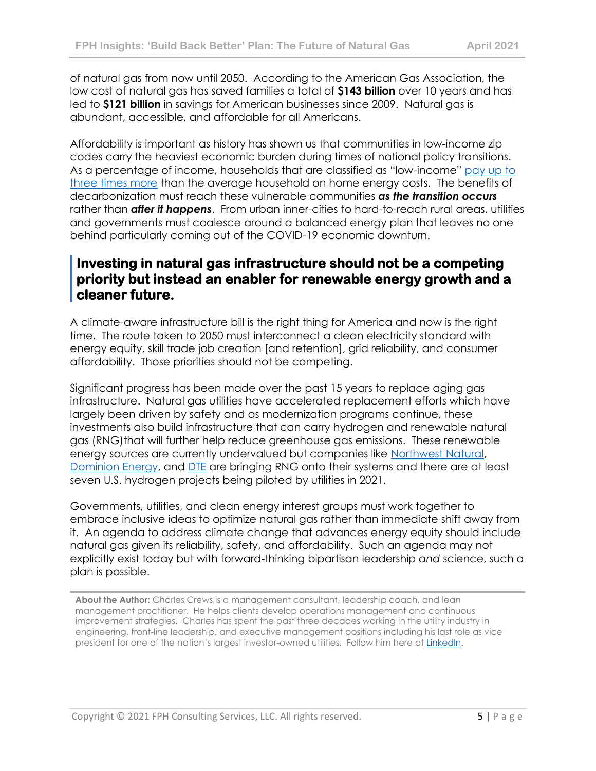of natural gas from now until 2050. According to the American Gas Association, the low cost of natural gas has saved families a total of **$143 billion** over 10 years and has led to **$121 billion** in savings for American businesses since 2009. Natural gas is abundant, accessible, and affordable for all Americans.

Affordability is important as history has shown us that communities in low-income zip codes carry the heaviest economic burden during times of national policy transitions. As a percentage of income, households that are classified as "low-income" pay up to three times more than the average household on home energy costs. The benefits of decarbonization must reach these vulnerable communities ***as the transition occurs*** rather than ***after it happens***. From urban inner-cities to hard-to-reach rural areas, utilities and governments must coalesce around a balanced energy plan that leaves no one behind particularly coming out of the COVID-19 economic downturn.

## Investing in natural gas infrastructure should not be a competing priority but instead an enabler for renewable energy growth and a cleaner future.

A climate-aware infrastructure bill is the right thing for America and now is the right time. The route taken to 2050 must interconnect a clean electricity standard with energy equity, skill trade job creation [and retention], grid reliability, and consumer affordability. Those priorities should not be competing.

Significant progress has been made over the past 15 years to replace aging gas infrastructure. Natural gas utilities have accelerated replacement efforts which have largely been driven by safety and as modernization programs continue, these investments also build infrastructure that can carry hydrogen and renewable natural gas (RNG)that will further help reduce greenhouse gas emissions. These renewable energy sources are currently undervalued but companies like Northwest Natural, Dominion Energy, and DTE are bringing RNG onto their systems and there are at least seven U.S. hydrogen projects being piloted by utilities in 2021.

Governments, utilities, and clean energy interest groups must work together to embrace inclusive ideas to optimize natural gas rather than immediate shift away from it. An agenda to address climate change that advances energy equity should include natural gas given its reliability, safety, and affordability. Such an agenda may not explicitly exist today but with forward-thinking bipartisan leadership *and* science, such a plan is possible.

---

**About the Author:** Charles Crews is a management consultant, leadership coach, and lean management practitioner. He helps clients develop operations management and continuous improvement strategies. Charles has spent the past three decades working in the utility industry in engineering, front-line leadership, and executive management positions including his last role as vice president for one of the nation's largest investor-owned utilities. Follow him here at LinkedIn.

Copyright © 2021 FPH Consulting Services, LLC. All rights reserved.